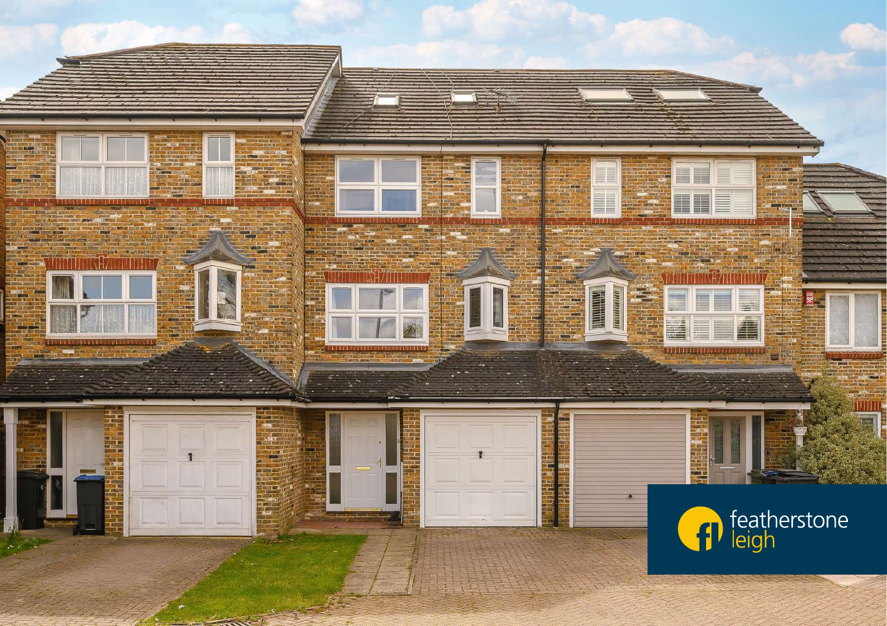featherstone leigh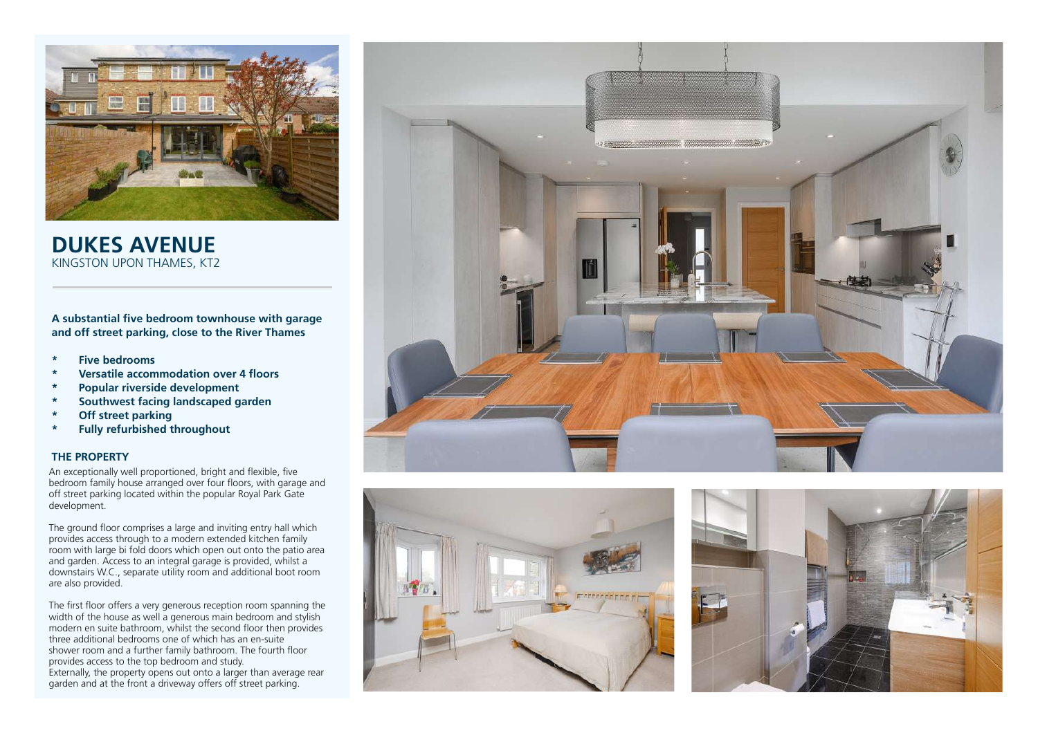# DUKES AVENUE

KINGSTON UPON THAMES, KT2

**A substantial five bedroom townhouse with garage and off street parking, close to the River Thames**

- **Five bedrooms**
- **Versatile accommodation over 4 floors**
- **Popular riverside development**
- **Southwest facing landscaped garden**
- **Off street parking**
- **Fully refurbished throughout**

### THE PROPERTY

An exceptionally well proportioned, bright and flexible, five bedroom family house arranged over four floors, with garage and off street parking located within the popular Royal Park Gate development.

The ground floor comprises a large and inviting entry hall which provides access through to a modern extended kitchen family room with large bi fold doors which open out onto the patio area and garden. Access to an integral garage is provided, whilst a downstairs W.C., separate utility room and additional boot room are also provided.

The first floor offers a very generous reception room spanning the width of the house as well a generous main bedroom and stylish modern en suite bathroom, whilst the second floor then provides three additional bedrooms one of which has an en-suite shower room and a further family bathroom. The fourth floor provides access to the top bedroom and study.
Externally, the property opens out onto a larger than average rear garden and at the front a driveway offers off street parking.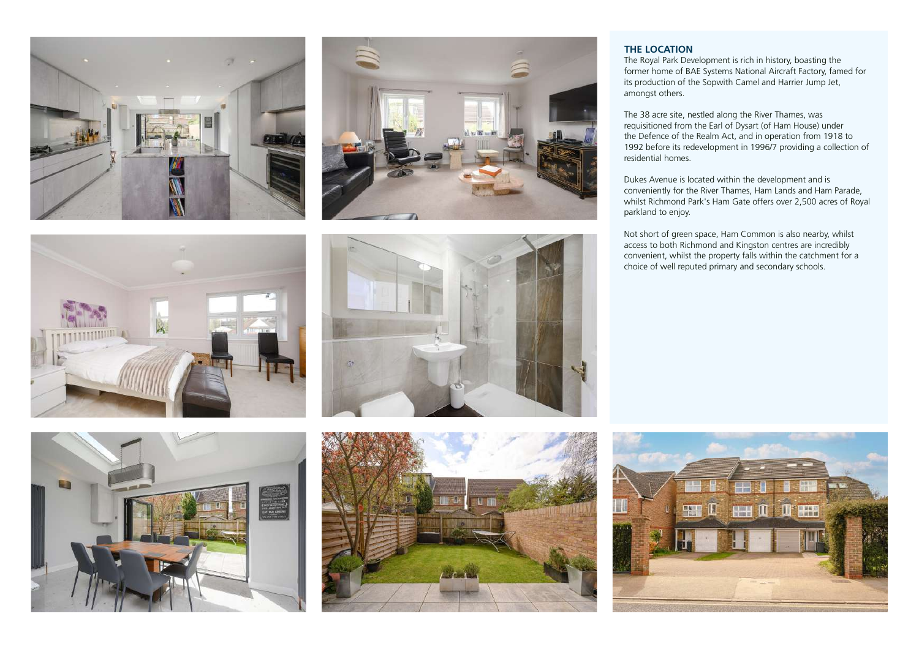## THE LOCATION

The Royal Park Development is rich in history, boasting the former home of BAE Systems National Aircraft Factory, famed for its production of the Sopwith Camel and Harrier Jump Jet, amongst others.

The 38 acre site, nestled along the River Thames, was requisitioned from the Earl of Dysart (of Ham House) under the Defence of the Realm Act, and in operation from 1918 to 1992 before its redevelopment in 1996/7 providing a collection of residential homes.

Dukes Avenue is located within the development and is conveniently for the River Thames, Ham Lands and Ham Parade, whilst Richmond Park's Ham Gate offers over 2,500 acres of Royal parkland to enjoy.

Not short of green space, Ham Common is also nearby, whilst access to both Richmond and Kingston centres are incredibly convenient, whilst the property falls within the catchment for a choice of well reputed primary and secondary schools.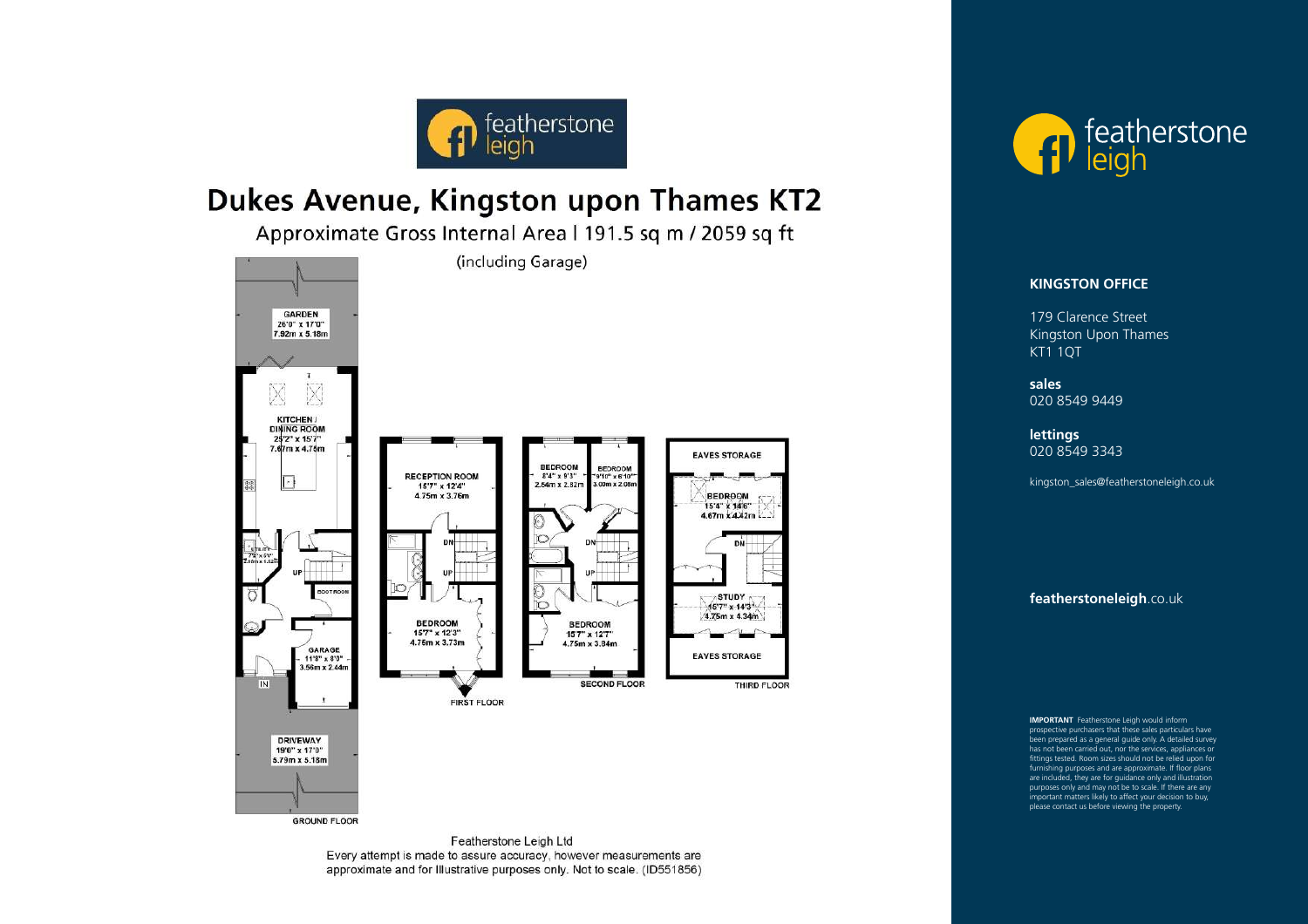# Dukes Avenue, Kingston upon Thames KT2

Approximate Gross Internal Area I 191.5 sq m / 2059 sq ft

(including Garage)

GARDEN
26'0" x 17'0"
7.92m x 5.18m

KITCHEN / DINING ROOM
25'2" x 15'7"
7.67m x 4.75m

8'3" x 5'0"
2.50m x 1.52m

UP

BOOT ROOM

GARAGE
11'8" x 8'0"
3.56m x 2.44m

IN

DRIVEWAY
19'0" x 17'0"
5.79m x 5.18m

GROUND FLOOR

RECEPTION ROOM
15'7" x 12'4"
4.75m x 3.76m

DN

UP

BEDROOM
15'7" x 12'3"
4.75m x 3.73m

FIRST FLOOR

BEDROOM
8'4" x 9'3"
2.54m x 2.82m

BEDROOM
9'10" x 6'10"
3.00m x 2.08m

DN

UP

BEDROOM
15'7" x 12'7"
4.75m x 3.84m

SECOND FLOOR

EAVES STORAGE

BEDROOM
15'4" x 14'6"
4.67m x 4.42m

DN

STUDY
15'7" x 14'3"
4.75m x 4.34m

EAVES STORAGE

THIRD FLOOR

Featherstone Leigh Ltd
Every attempt is made to assure accuracy, however measurements are approximate and for Illustrative purposes only. Not to scale. (ID551856)

featherstone leigh

**KINGSTON OFFICE**

179 Clarence Street
Kingston Upon Thames
KT1 1QT

**sales**
020 8549 9449

**lettings**
020 8549 3343

kingston_sales@featherstoneleigh.co.uk

**featherstoneleigh**.co.uk

**IMPORTANT** Featherstone Leigh would inform prospective purchasers that these sales particulars have been prepared as a general guide only. A detailed survey has not been carried out, nor the services, appliances or fittings tested. Room sizes should not be relied upon for furnishing purposes and are approximate. If floor plans are included, they are for guidance only and illustration purposes only and may not be to scale. If there are any important matters likely to affect your decision to buy, please contact us before viewing the property.